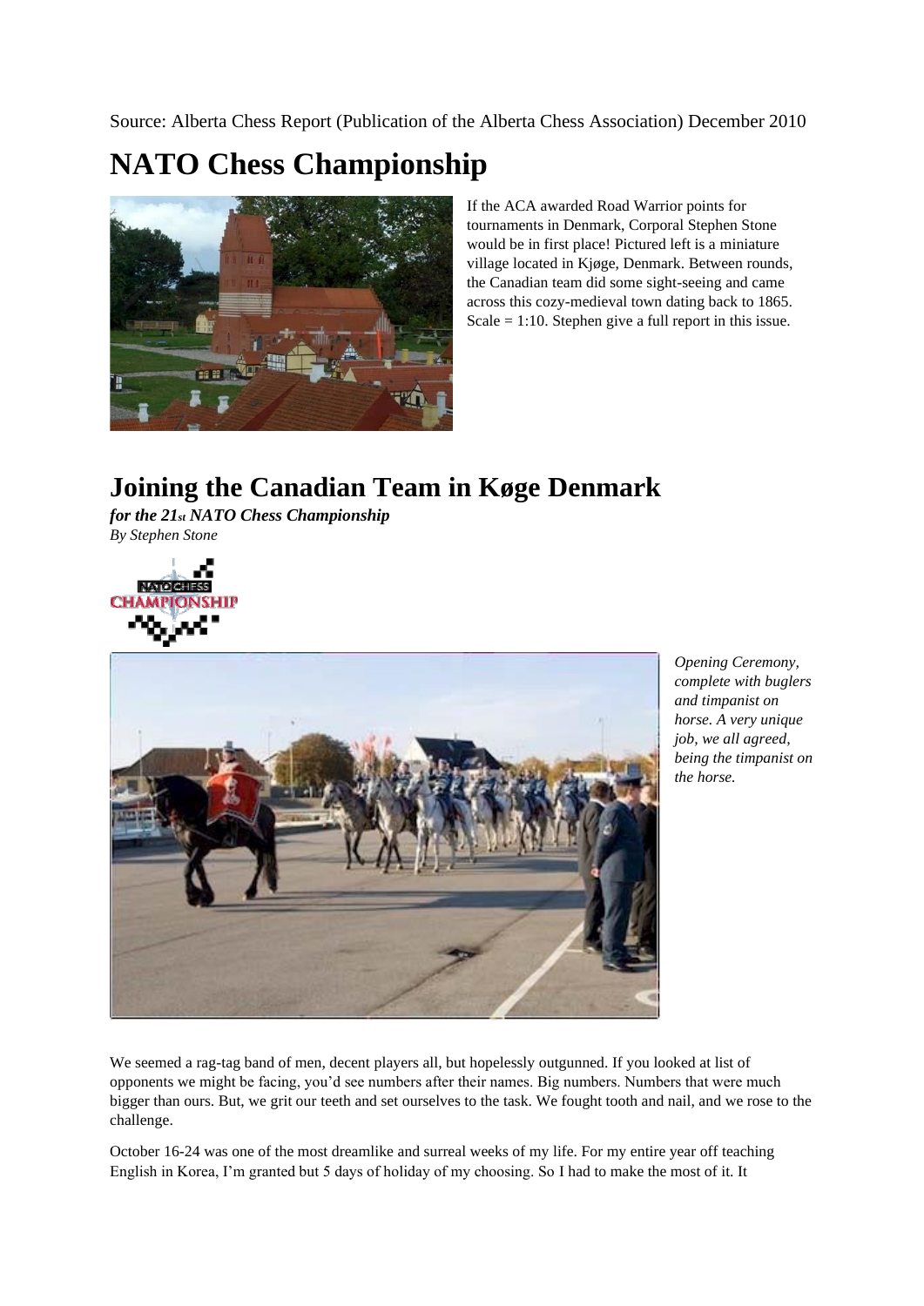Source: Alberta Chess Report (Publication of the Alberta Chess Association) December 2010

# NATO Chess Championship

If the ACA awarded Road Warrior points for tournaments in Denmark, Corporal Stephen Stone would be in first place! Pictured left is a miniature village located in Kjøge, Denmark. Between rounds, the Canadian team did some sight-seeing and came across this cozy-medieval town dating back to 1865. Scale = 1:10. Stephen give a full report in this issue.

# Joining the Canadian Team in Køge Denmark

***for the 21st NATO Chess Championship***

*By Stephen Stone*

*Opening Ceremony, complete with buglers and timpanist on horse. A very unique job, we all agreed, being the timpanist on the horse.*

We seemed a rag-tag band of men, decent players all, but hopelessly outgunned. If you looked at list of opponents we might be facing, you'd see numbers after their names. Big numbers. Numbers that were much bigger than ours. But, we grit our teeth and set ourselves to the task. We fought tooth and nail, and we rose to the challenge.

October 16-24 was one of the most dreamlike and surreal weeks of my life. For my entire year off teaching English in Korea, I'm granted but 5 days of holiday of my choosing. So I had to make the most of it. It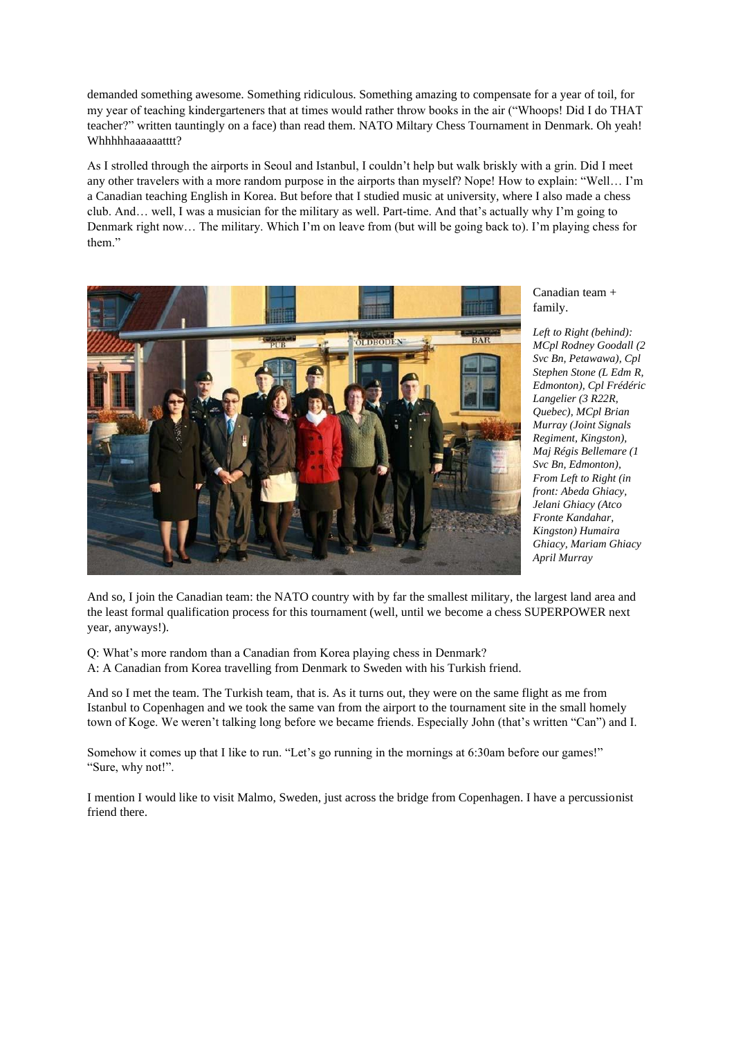demanded something awesome. Something ridiculous. Something amazing to compensate for a year of toil, for my year of teaching kindergarteners that at times would rather throw books in the air ("Whoops! Did I do THAT teacher?" written tauntingly on a face) than read them. NATO Miltary Chess Tournament in Denmark. Oh yeah! Whhhhhaaaaaatttt?

As I strolled through the airports in Seoul and Istanbul, I couldn't help but walk briskly with a grin. Did I meet any other travelers with a more random purpose in the airports than myself? Nope! How to explain: "Well… I'm a Canadian teaching English in Korea. But before that I studied music at university, where I also made a chess club. And… well, I was a musician for the military as well. Part-time. And that's actually why I'm going to Denmark right now… The military. Which I'm on leave from (but will be going back to). I'm playing chess for them."

Canadian team + family.

*Left to Right (behind): MCpl Rodney Goodall (2 Svc Bn, Petawawa), Cpl Stephen Stone (L Edm R, Edmonton), Cpl Frédéric Langelier (3 R22R, Quebec), MCpl Brian Murray (Joint Signals Regiment, Kingston), Maj Régis Bellemare (1 Svc Bn, Edmonton), From Left to Right (in front: Abeda Ghiacy, Jelani Ghiacy (Atco Fronte Kandahar, Kingston) Humaira Ghiacy, Mariam Ghiacy April Murray*

And so, I join the Canadian team: the NATO country with by far the smallest military, the largest land area and the least formal qualification process for this tournament (well, until we become a chess SUPERPOWER next year, anyways!).

Q: What's more random than a Canadian from Korea playing chess in Denmark?
A: A Canadian from Korea travelling from Denmark to Sweden with his Turkish friend.

And so I met the team. The Turkish team, that is. As it turns out, they were on the same flight as me from Istanbul to Copenhagen and we took the same van from the airport to the tournament site in the small homely town of Koge. We weren't talking long before we became friends. Especially John (that's written "Can") and I.

Somehow it comes up that I like to run. "Let's go running in the mornings at 6:30am before our games!" "Sure, why not!".

I mention I would like to visit Malmo, Sweden, just across the bridge from Copenhagen. I have a percussionist friend there.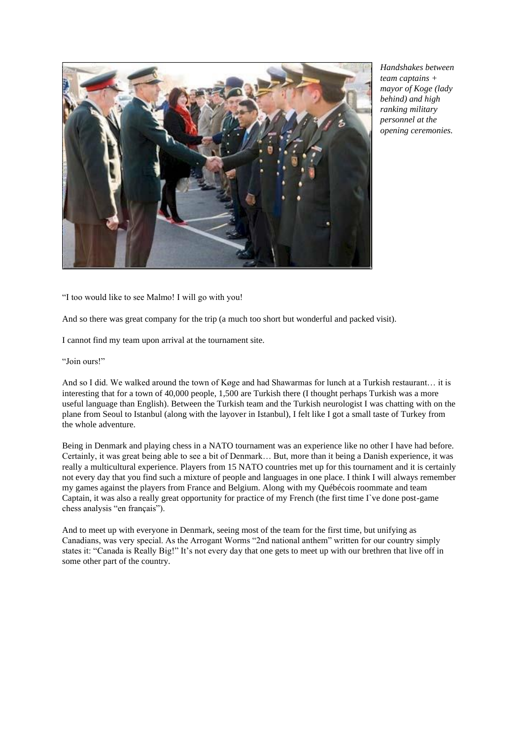*Handshakes between team captains + mayor of Koge (lady behind) and high ranking military personnel at the opening ceremonies.*

“I too would like to see Malmo! I will go with you!

And so there was great company for the trip (a much too short but wonderful and packed visit).

I cannot find my team upon arrival at the tournament site.

“Join ours!”

And so I did. We walked around the town of Køge and had Shawarmas for lunch at a Turkish restaurant… it is interesting that for a town of 40,000 people, 1,500 are Turkish there (I thought perhaps Turkish was a more useful language than English). Between the Turkish team and the Turkish neurologist I was chatting with on the plane from Seoul to Istanbul (along with the layover in Istanbul), I felt like I got a small taste of Turkey from the whole adventure.

Being in Denmark and playing chess in a NATO tournament was an experience like no other I have had before. Certainly, it was great being able to see a bit of Denmark… But, more than it being a Danish experience, it was really a multicultural experience. Players from 15 NATO countries met up for this tournament and it is certainly not every day that you find such a mixture of people and languages in one place. I think I will always remember my games against the players from France and Belgium. Along with my Québécois roommate and team Captain, it was also a really great opportunity for practice of my French (the first time I`ve done post-game chess analysis “en français”).

And to meet up with everyone in Denmark, seeing most of the team for the first time, but unifying as Canadians, was very special. As the Arrogant Worms “2nd national anthem” written for our country simply states it: “Canada is Really Big!” It’s not every day that one gets to meet up with our brethren that live off in some other part of the country.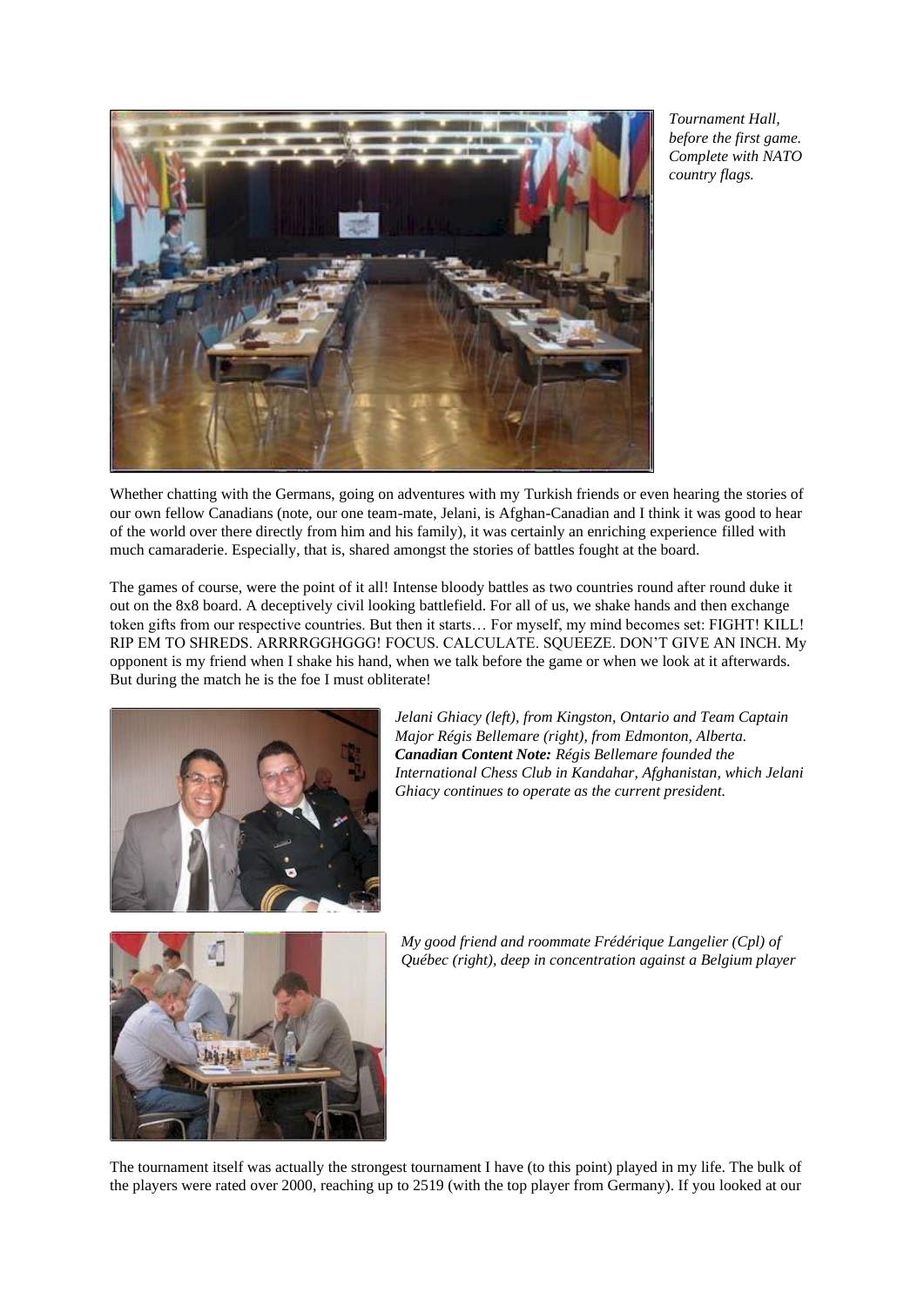*Tournament Hall, before the first game. Complete with NATO country flags.*

Whether chatting with the Germans, going on adventures with my Turkish friends or even hearing the stories of our own fellow Canadians (note, our one team-mate, Jelani, is Afghan-Canadian and I think it was good to hear of the world over there directly from him and his family), it was certainly an enriching experience filled with much camaraderie. Especially, that is, shared amongst the stories of battles fought at the board.

The games of course, were the point of it all! Intense bloody battles as two countries round after round duke it out on the 8x8 board. A deceptively civil looking battlefield. For all of us, we shake hands and then exchange token gifts from our respective countries. But then it starts… For myself, my mind becomes set: FIGHT! KILL! RIP EM TO SHREDS. ARRRRGGHGGG! FOCUS. CALCULATE. SQUEEZE. DON'T GIVE AN INCH. My opponent is my friend when I shake his hand, when we talk before the game or when we look at it afterwards. But during the match he is the foe I must obliterate!

*Jelani Ghiacy (left), from Kingston, Ontario and Team Captain Major Régis Bellemare (right), from Edmonton, Alberta.*
***Canadian Content Note:*** *Régis Bellemare founded the International Chess Club in Kandahar, Afghanistan, which Jelani Ghiacy continues to operate as the current president.*

*My good friend and roommate Frédérique Langelier (Cpl) of Québec (right), deep in concentration against a Belgium player*

The tournament itself was actually the strongest tournament I have (to this point) played in my life. The bulk of the players were rated over 2000, reaching up to 2519 (with the top player from Germany). If you looked at our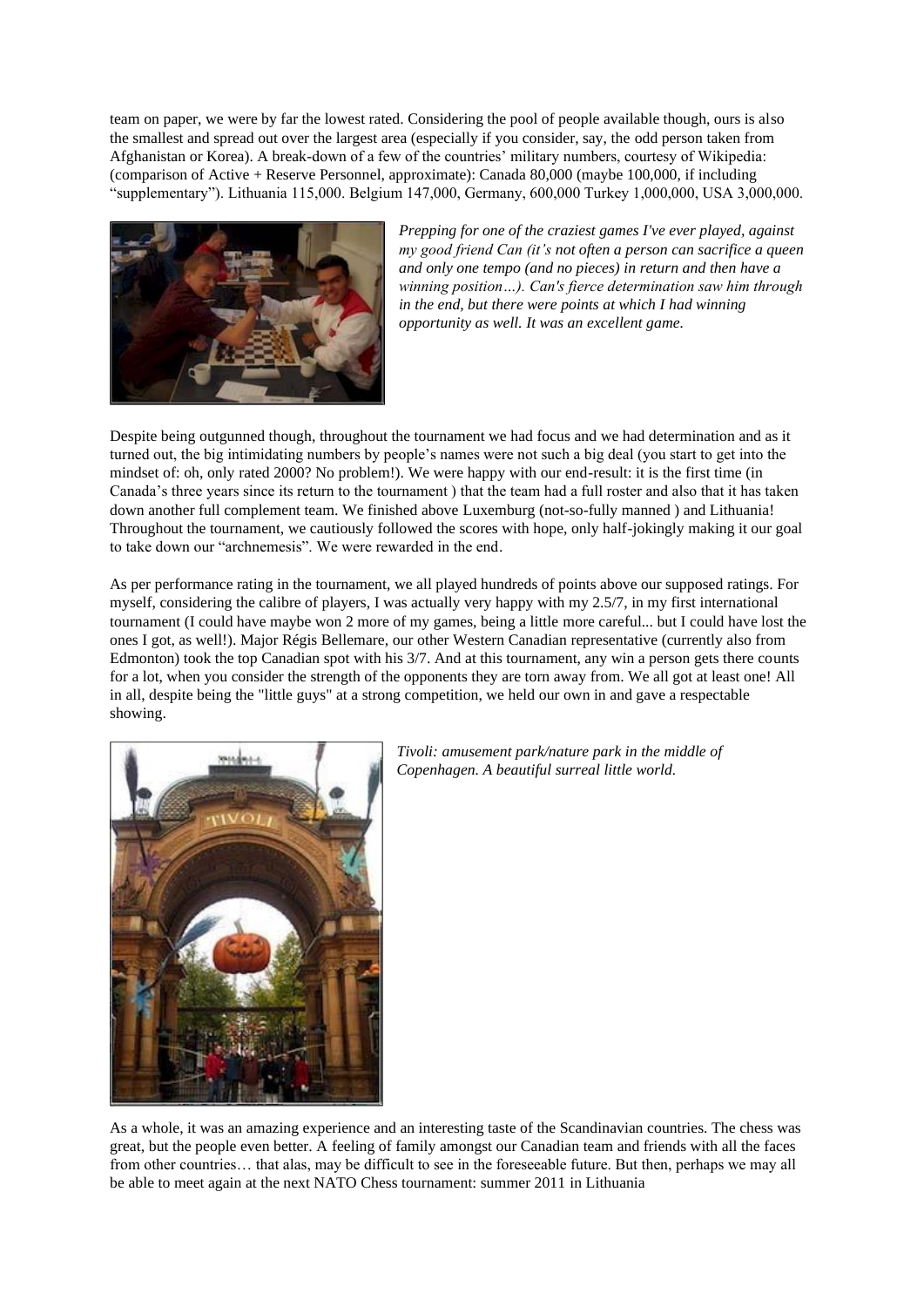team on paper, we were by far the lowest rated. Considering the pool of people available though, ours is also the smallest and spread out over the largest area (especially if you consider, say, the odd person taken from Afghanistan or Korea). A break-down of a few of the countries' military numbers, courtesy of Wikipedia: (comparison of Active + Reserve Personnel, approximate): Canada 80,000 (maybe 100,000, if including "supplementary"). Lithuania 115,000. Belgium 147,000, Germany, 600,000 Turkey 1,000,000, USA 3,000,000.

*Prepping for one of the craziest games I've ever played, against my good friend Can (it's not often a person can sacrifice a queen and only one tempo (and no pieces) in return and then have a winning position…). Can's fierce determination saw him through in the end, but there were points at which I had winning opportunity as well. It was an excellent game.*

Despite being outgunned though, throughout the tournament we had focus and we had determination and as it turned out, the big intimidating numbers by people's names were not such a big deal (you start to get into the mindset of: oh, only rated 2000? No problem!). We were happy with our end-result: it is the first time (in Canada's three years since its return to the tournament ) that the team had a full roster and also that it has taken down another full complement team. We finished above Luxemburg (not-so-fully manned ) and Lithuania! Throughout the tournament, we cautiously followed the scores with hope, only half-jokingly making it our goal to take down our "archnemesis". We were rewarded in the end.

As per performance rating in the tournament, we all played hundreds of points above our supposed ratings. For myself, considering the calibre of players, I was actually very happy with my 2.5/7, in my first international tournament (I could have maybe won 2 more of my games, being a little more careful... but I could have lost the ones I got, as well!). Major Régis Bellemare, our other Western Canadian representative (currently also from Edmonton) took the top Canadian spot with his 3/7. And at this tournament, any win a person gets there counts for a lot, when you consider the strength of the opponents they are torn away from. We all got at least one! All in all, despite being the "little guys" at a strong competition, we held our own in and gave a respectable showing.

*Tivoli: amusement park/nature park in the middle of Copenhagen. A beautiful surreal little world.*

As a whole, it was an amazing experience and an interesting taste of the Scandinavian countries. The chess was great, but the people even better. A feeling of family amongst our Canadian team and friends with all the faces from other countries… that alas, may be difficult to see in the foreseeable future. But then, perhaps we may all be able to meet again at the next NATO Chess tournament: summer 2011 in Lithuania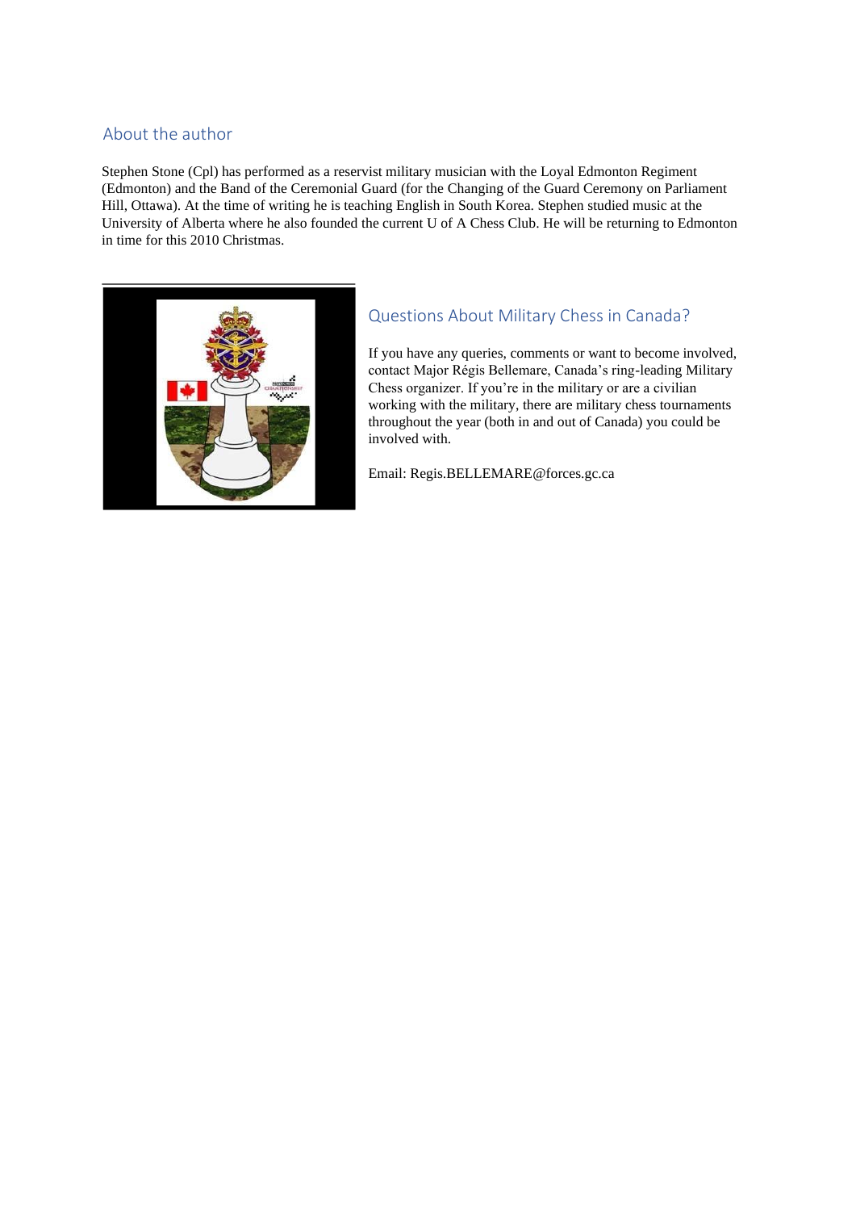## About the author

Stephen Stone (Cpl) has performed as a reservist military musician with the Loyal Edmonton Regiment (Edmonton) and the Band of the Ceremonial Guard (for the Changing of the Guard Ceremony on Parliament Hill, Ottawa). At the time of writing he is teaching English in South Korea. Stephen studied music at the University of Alberta where he also founded the current U of A Chess Club. He will be returning to Edmonton in time for this 2010 Christmas.

## Questions About Military Chess in Canada?

If you have any queries, comments or want to become involved, contact Major Régis Bellemare, Canada's ring-leading Military Chess organizer. If you're in the military or are a civilian working with the military, there are military chess tournaments throughout the year (both in and out of Canada) you could be involved with.

Email: Regis.BELLEMARE@forces.gc.ca